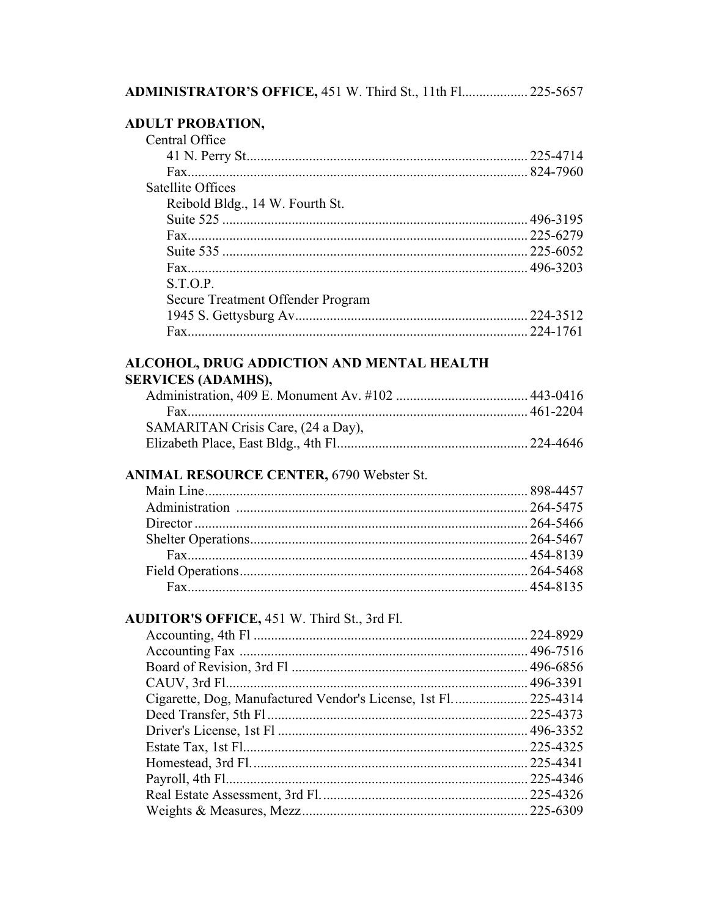**ADMINISTRATOR'S OFFICE,** 451 W. Third St., 11th Fl.................. 225-5657

**ADULT PROBATION,**

Central Office

- 41 N. Perry St................................................................................ 225-4714
- Fax................................................................................................ 824-7960

Satellite Offices

Reibold Bldg., 14 W. Fourth St.

- Suite 525 ....................................................................................... 496-3195
- Fax................................................................................................ 225-6279
- Suite 535 ....................................................................................... 225-6052
- Fax................................................................................................ 496-3203

S.T.O.P.

Secure Treatment Offender Program

- 1945 S. Gettysburg Av.................................................................. 224-3512
- Fax................................................................................................ 224-1761

**ALCOHOL, DRUG ADDICTION AND MENTAL HEALTH SERVICES (ADAMHS),**

- Administration, 409 E. Monument Av. #102 ..................................... 443-0416
- Fax................................................................................................ 461-2204
- SAMARITAN Crisis Care, (24 a Day), Elizabeth Place, East Bldg., 4th Fl...................................................... 224-4646

**ANIMAL RESOURCE CENTER,** 6790 Webster St.

- Main Line.......................................................................................... 898-4457
- Administration .................................................................................. 264-5475
- Director ............................................................................................. 264-5466
- Shelter Operations............................................................................. 264-5467
- Fax................................................................................................ 454-8139
- Field Operations................................................................................. 264-5468
- Fax................................................................................................ 454-8135

**AUDITOR'S OFFICE,** 451 W. Third St., 3rd Fl.

- Accounting, 4th Fl ............................................................................. 224-8929
- Accounting Fax ................................................................................. 496-7516
- Board of Revision, 3rd Fl .................................................................. 496-6856
- CAUV, 3rd Fl..................................................................................... 496-3391
- Cigarette, Dog, Manufactured Vendor's License, 1st Fl..................... 225-4314
- Deed Transfer, 5th Fl ......................................................................... 225-4373
- Driver's License, 1st Fl ...................................................................... 496-3352
- Estate Tax, 1st Fl................................................................................ 225-4325
- Homestead, 3rd Fl.............................................................................. 225-4341
- Payroll, 4th Fl..................................................................................... 225-4346
- Real Estate Assessment, 3rd Fl.......................................................... 225-4326
- Weights & Measures, Mezz............................................................... 225-6309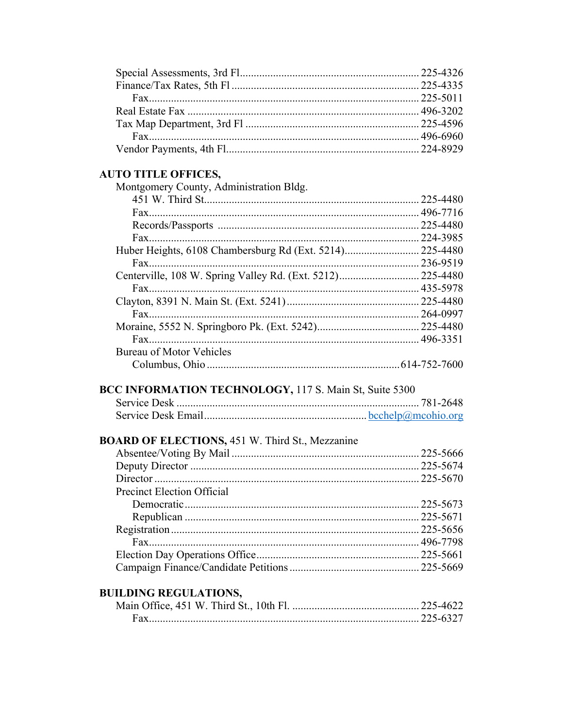| | |
|---|---|
| Special Assessments, 3rd Fl | 225-4326 |
| Finance/Tax Rates, 5th Fl | 225-4335 |
| Fax | 225-5011 |
| Real Estate Fax | 496-3202 |
| Tax Map Department, 3rd Fl | 225-4596 |
| Fax | 496-6960 |
| Vendor Payments, 4th Fl | 224-8929 |

**AUTO TITLE OFFICES,**

| | |
|---|---|
| Montgomery County, Administration Bldg. | |
| 451 W. Third St. | 225-4480 |
| Fax | 496-7716 |
| Records/Passports | 225-4480 |
| Fax | 224-3985 |
| Huber Heights, 6108 Chambersburg Rd (Ext. 5214) | 225-4480 |
| Fax | 236-9519 |
| Centerville, 108 W. Spring Valley Rd. (Ext. 5212) | 225-4480 |
| Fax | 435-5978 |
| Clayton, 8391 N. Main St. (Ext. 5241) | 225-4480 |
| Fax | 264-0997 |
| Moraine, 5552 N. Springboro Pk. (Ext. 5242) | 225-4480 |
| Fax | 496-3351 |
| Bureau of Motor Vehicles | |
| Columbus, Ohio | 614-752-7600 |

**BCC INFORMATION TECHNOLOGY,** 117 S. Main St, Suite 5300

| | |
|---|---|
| Service Desk | 781-2648 |
| Service Desk Email | bcchelp@mcohio.org |

**BOARD OF ELECTIONS,** 451 W. Third St., Mezzanine

| | |
|---|---|
| Absentee/Voting By Mail | 225-5666 |
| Deputy Director | 225-5674 |
| Director | 225-5670 |
| Precinct Election Official | |
| Democratic | 225-5673 |
| Republican | 225-5671 |
| Registration | 225-5656 |
| Fax | 496-7798 |
| Election Day Operations Office | 225-5661 |
| Campaign Finance/Candidate Petitions | 225-5669 |

**BUILDING REGULATIONS,**

| | |
|---|---|
| Main Office, 451 W. Third St., 10th Fl. | 225-4622 |
| Fax | 225-6327 |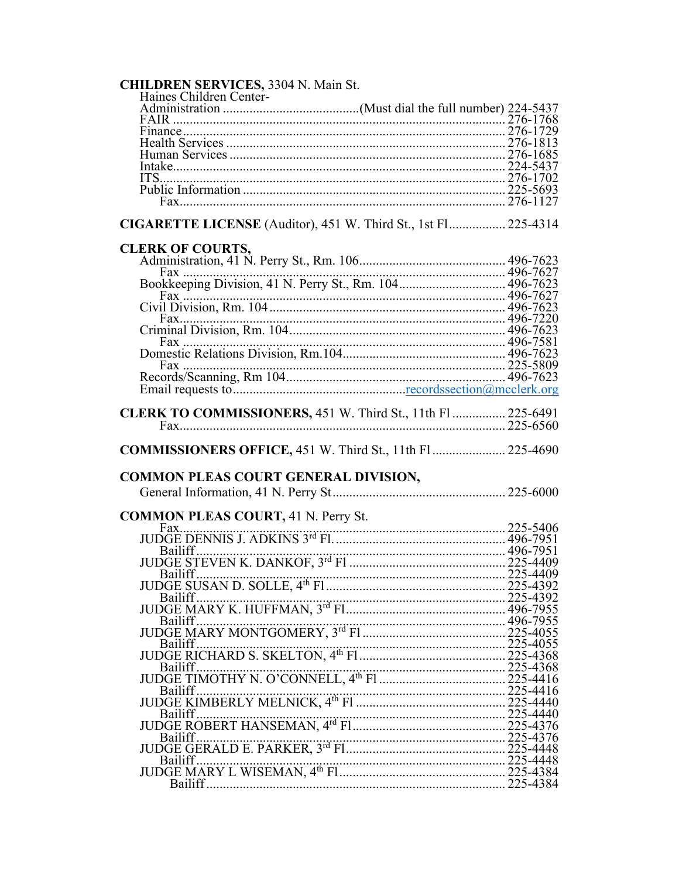**CHILDREN SERVICES,** 3304 N. Main St.

Haines Children Center-

- Administration ........................................(Must dial the full number) 224-5437
- FAIR .................................................................................... 276-1768
- Finance.................................................................................. 276-1729
- Health Services ..................................................................... 276-1813
- Human Services .................................................................... 276-1685
- Intake..................................................................................... 224-5437
- ITS......................................................................................... 276-1702
- Public Information ................................................................ 225-5693
  - Fax.................................................................................. 276-1127

**CIGARETTE LICENSE** (Auditor), 451 W. Third St., 1st Fl................. 225-4314

**CLERK OF COURTS,**

- Administration, 41 N. Perry St., Rm. 106............................................ 496-7623
  - Fax ................................................................................ 496-7627
- Bookkeeping Division, 41 N. Perry St., Rm. 104................................ 496-7623
  - Fax ................................................................................ 496-7627
- Civil Division, Rm. 104 ....................................................................... 496-7623
  - Fax................................................................................. 496-7220
- Criminal Division, Rm. 104.................................................................. 496-7623
  - Fax ................................................................................ 496-7581
- Domestic Relations Division, Rm.104.................................................. 496-7623
  - Fax ................................................................................ 225-5809
- Records/Scanning, Rm 104.................................................................. 496-7623
- Email requests to.................................................... recordssection@mcclerk.org

**CLERK TO COMMISSIONERS,** 451 W. Third St., 11th Fl ................ 225-6491

- Fax........................................................................................ 225-6560

**COMMISSIONERS OFFICE,** 451 W. Third St., 11th Fl ...................... 225-4690

**COMMON PLEAS COURT GENERAL DIVISION,**

- General Information, 41 N. Perry St.................................................... 225-6000

**COMMON PLEAS COURT,** 41 N. Perry St.

- Fax.................................................................................................. 225-5406
- JUDGE DENNIS J. ADKINS 3rd Fl.................................................. 496-7951
  - Bailiff............................................................................... 496-7951
- JUDGE STEVEN K. DANKOF, 3rd Fl .............................................. 225-4409
  - Bailiff............................................................................... 225-4409
- JUDGE SUSAN D. SOLLE, 4th Fl...................................................... 225-4392
  - Bailiff............................................................................... 225-4392
- JUDGE MARY K. HUFFMAN, 3rd Fl................................................ 496-7955
  - Bailiff............................................................................... 496-7955
- JUDGE MARY MONTGOMERY, 3rd Fl ........................................... 225-4055
  - Bailiff............................................................................... 225-4055
- JUDGE RICHARD S. SKELTON, 4th Fl............................................ 225-4368
  - Bailiff............................................................................... 225-4368
- JUDGE TIMOTHY N. O'CONNELL, 4th Fl ...................................... 225-4416
  - Bailiff............................................................................... 225-4416
- JUDGE KIMBERLY MELNICK, 4th Fl ............................................. 225-4440
  - Bailiff............................................................................... 225-4440
- JUDGE ROBERT HANSEMAN, 4rd Fl.............................................. 225-4376
  - Bailiff............................................................................... 225-4376
- JUDGE GERALD E. PARKER, 3rd Fl................................................ 225-4448
  - Bailiff............................................................................... 225-4448
- JUDGE MARY L WISEMAN, 4th Fl.................................................. 225-4384
  - Bailiff............................................................................... 225-4384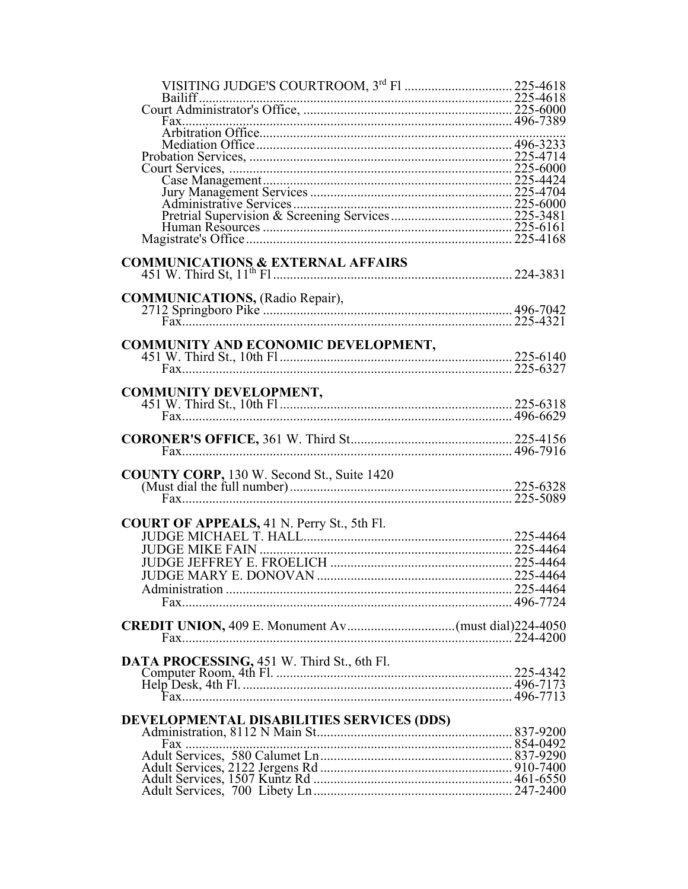VISITING JUDGE'S COURTROOM, 3rd Fl ................................ 225-4618
Bailiff ................................................................................ 225-4618
Court Administrator's Office, .............................................. 225-6000
Fax ....................................................................................... 496-7389
Arbitration Office ...................................................................................
Mediation Office ................................................................ 496-3233
Probation Services, ................................................................ 225-4714
Court Services, ...................................................................... 225-6000
Case Management ................................................................ 225-4424
Jury Management Services ................................................ 225-4704
Administrative Services ...................................................... 225-6000
Pretrial Supervision & Screening Services ........................ 225-3481
Human Resources ................................................................ 225-6161
Magistrate's Office ................................................................ 225-4168

**COMMUNICATIONS & EXTERNAL AFFAIRS**
451 W. Third St, 11th Fl ........................................................ 224-3831

**COMMUNICATIONS,** (Radio Repair),
2712 Springboro Pike ............................................................ 496-7042
Fax ......................................................................................... 225-4321

**COMMUNITY AND ECONOMIC DEVELOPMENT,**
451 W. Third St., 10th Fl ...................................................... 225-6140
Fax ......................................................................................... 225-6327

**COMMUNITY DEVELOPMENT,**
451 W. Third St., 10th Fl ...................................................... 225-6318
Fax ......................................................................................... 496-6629

**CORONER'S OFFICE,** 361 W. Third St ............................ 225-4156
Fax ......................................................................................... 496-7916

**COUNTY CORP,** 130 W. Second St., Suite 1420
(Must dial the full number) .................................................. 225-6328
Fax ......................................................................................... 225-5089

**COURT OF APPEALS,** 41 N. Perry St., 5th Fl.
JUDGE MICHAEL T. HALL ................................................ 225-4464
JUDGE MIKE FAIN .............................................................. 225-4464
JUDGE JEFFREY E. FROELICH ........................................ 225-4464
JUDGE MARY E. DONOVAN ............................................ 225-4464
Administration ...................................................................... 225-4464
Fax ......................................................................................... 496-7724

**CREDIT UNION,** 409 E. Monument Av ................................ (must dial)224-4050
Fax ......................................................................................... 224-4200

**DATA PROCESSING,** 451 W. Third St., 6th Fl.
Computer Room, 4th Fl. ........................................................ 225-4342
Help Desk, 4th Fl. .................................................................. 496-7173
Fax ......................................................................................... 496-7713

**DEVELOPMENTAL DISABILITIES SERVICES (DDS)**
Administration, 8112 N Main St ............................................ 837-9200
Fax ......................................................................................... 854-0492
Adult Services, 580 Calumet Ln ............................................ 837-9290
Adult Services, 2122 Jergens Rd ............................................ 910-7400
Adult Services, 1507 Kuntz Rd .............................................. 461-6550
Adult Services, 700 Libety Ln ................................................ 247-2400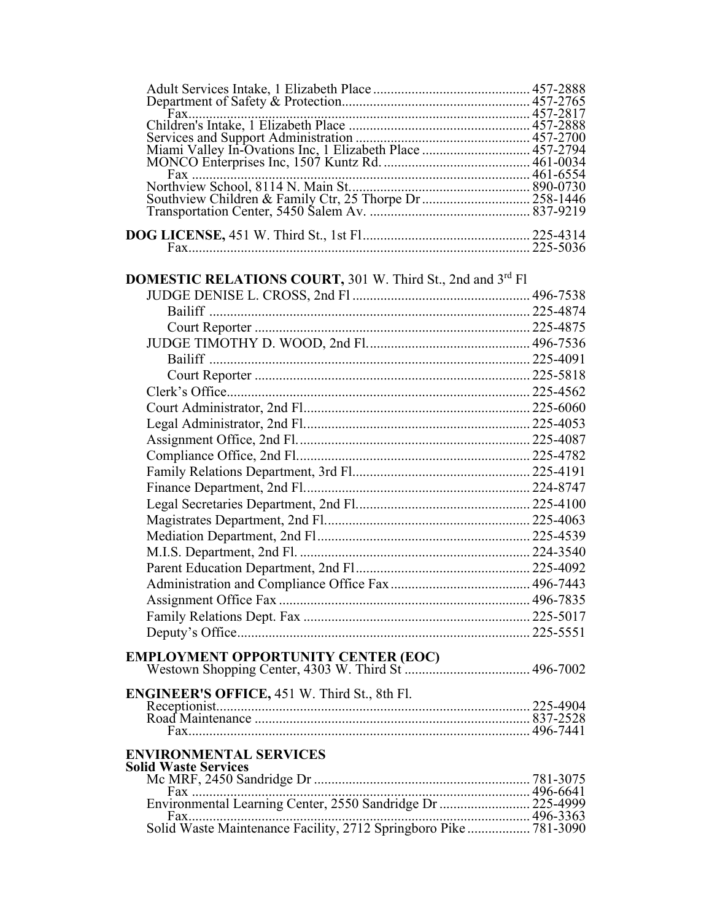Adult Services Intake, 1 Elizabeth Place ............................................ 457-2888
Department of Safety & Protection..................................................... 457-2765
Fax................................................................................................ 457-2817
Children's Intake, 1 Elizabeth Place .................................................... 457-2888
Services and Support Administration ................................................. 457-2700
Miami Valley In-Ovations Inc, 1 Elizabeth Place .............................. 457-2794
MONCO Enterprises Inc, 1507 Kuntz Rd. ......................................... 461-0034
Fax ............................................................................................... 461-6554
Northview School, 8114 N. Main St.................................................... 890-0730
Southview Children & Family Ctr, 25 Thorpe Dr .............................. 258-1446
Transportation Center, 5450 Salem Av. ............................................. 837-9219

**DOG LICENSE,** 451 W. Third St., 1st Fl............................................... 225-4314
Fax................................................................................................ 225-5036

**DOMESTIC RELATIONS COURT,** 301 W. Third St., 2nd and 3rd Fl

JUDGE DENISE L. CROSS, 2nd Fl .................................................. 496-7538
Bailiff ........................................................................................... 225-4874
Court Reporter .............................................................................. 225-4875
JUDGE TIMOTHY D. WOOD, 2nd Fl.............................................. 496-7536
Bailiff ........................................................................................... 225-4091
Court Reporter .............................................................................. 225-5818
Clerk's Office...................................................................................... 225-4562
Court Administrator, 2nd Fl................................................................ 225-6060
Legal Administrator, 2nd Fl................................................................ 225-4053
Assignment Office, 2nd Fl.................................................................. 225-4087
Compliance Office, 2nd Fl.................................................................. 225-4782
Family Relations Department, 3rd Fl.................................................. 225-4191
Finance Department, 2nd Fl................................................................ 224-8747
Legal Secretaries Department, 2nd Fl................................................. 225-4100
Magistrates Department, 2nd Fl.......................................................... 225-4063
Mediation Department, 2nd Fl............................................................ 225-4539
M.I.S. Department, 2nd Fl. ................................................................. 224-3540
Parent Education Department, 2nd Fl................................................. 225-4092
Administration and Compliance Office Fax....................................... 496-7443
Assignment Office Fax ....................................................................... 496-7835
Family Relations Dept. Fax ................................................................ 225-5017
Deputy's Office................................................................................... 225-5551

**EMPLOYMENT OPPORTUNITY CENTER (EOC)**
Westown Shopping Center, 4303 W. Third St ................................... 496-7002

**ENGINEER'S OFFICE,** 451 W. Third St., 8th Fl.
Receptionist......................................................................................... 225-4904
Road Maintenance .............................................................................. 837-2528
Fax................................................................................................ 496-7441

**ENVIRONMENTAL SERVICES**

**Solid Waste Services**
Mc MRF, 2450 Sandridge Dr ............................................................ 781-3075
Fax ............................................................................................... 496-6641
Environmental Learning Center, 2550 Sandridge Dr ......................... 225-4999
Fax................................................................................................ 496-3363
Solid Waste Maintenance Facility, 2712 Springboro Pike ................. 781-3090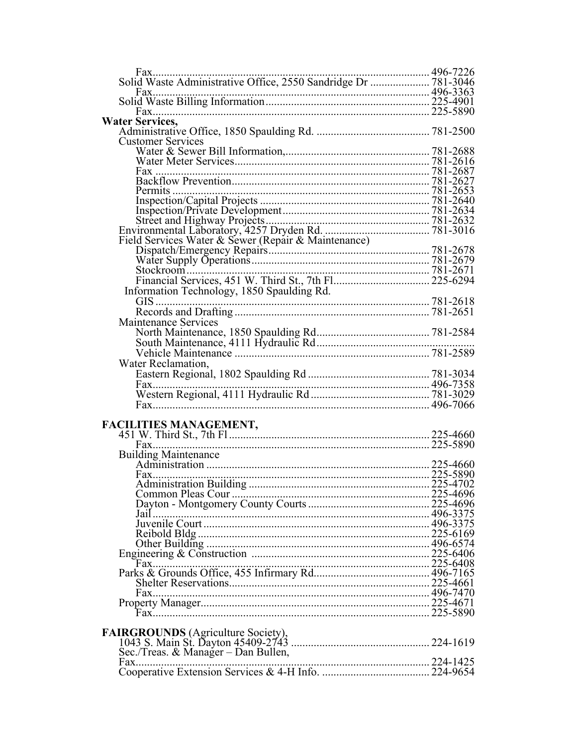Fax ........ 496-7226

Solid Waste Administrative Office, 2550 Sandridge Dr ........ 781-3046

Fax ........ 496-3363

Solid Waste Billing Information ........ 225-4901

Fax ........ 225-5890

**Water Services,**

Administrative Office, 1850 Spaulding Rd. ........ 781-2500

Customer Services

- Water & Sewer Bill Information, ........ 781-2688
- Water Meter Services ........ 781-2616
- Fax ........ 781-2687
- Backflow Prevention ........ 781-2627
- Permits ........ 781-2653
- Inspection/Capital Projects ........ 781-2640
- Inspection/Private Development ........ 781-2634
- Street and Highway Projects ........ 781-2632

Environmental Laboratory, 4257 Dryden Rd. ........ 781-3016

Field Services Water & Sewer (Repair & Maintenance)

- Dispatch/Emergency Repairs ........ 781-2678
- Water Supply Operations ........ 781-2679
- Stockroom ........ 781-2671
- Financial Services, 451 W. Third St., 7th Fl ........ 225-6294

Information Technology, 1850 Spaulding Rd.

- GIS ........ 781-2618
- Records and Drafting ........ 781-2651

Maintenance Services

- North Maintenance, 1850 Spaulding Rd ........ 781-2584
- South Maintenance, 4111 Hydraulic Rd ........
- Vehicle Maintenance ........ 781-2589

Water Reclamation,

- Eastern Regional, 1802 Spaulding Rd ........ 781-3034
- Fax ........ 496-7358
- Western Regional, 4111 Hydraulic Rd ........ 781-3029
- Fax ........ 496-7066

**FACILITIES MANAGEMENT,**

451 W. Third St., 7th Fl ........ 225-4660

Fax ........ 225-5890

Building Maintenance

- Administration ........ 225-4660
- Fax ........ 225-5890
- Administration Building ........ 225-4702
- Common Pleas Cour ........ 225-4696
- Dayton - Montgomery County Courts ........ 225-4696
- Jail ........ 496-3375
- Juvenile Court ........ 496-3375
- Reibold Bldg ........ 225-6169
- Other Building ........ 496-6574

Engineering & Construction ........ 225-6406

Fax ........ 225-6408

Parks & Grounds Office, 455 Infirmary Rd ........ 496-7165

- Shelter Reservations ........ 225-4661
- Fax ........ 496-7470

Property Manager ........ 225-4671

Fax ........ 225-5890

**FAIRGROUNDS** (Agriculture Society),

1043 S. Main St. Dayton 45409-2743 ........ 224-1619

Sec./Treas. & Manager – Dan Bullen,

Fax ........ 224-1425

Cooperative Extension Services & 4-H Info. ........ 224-9654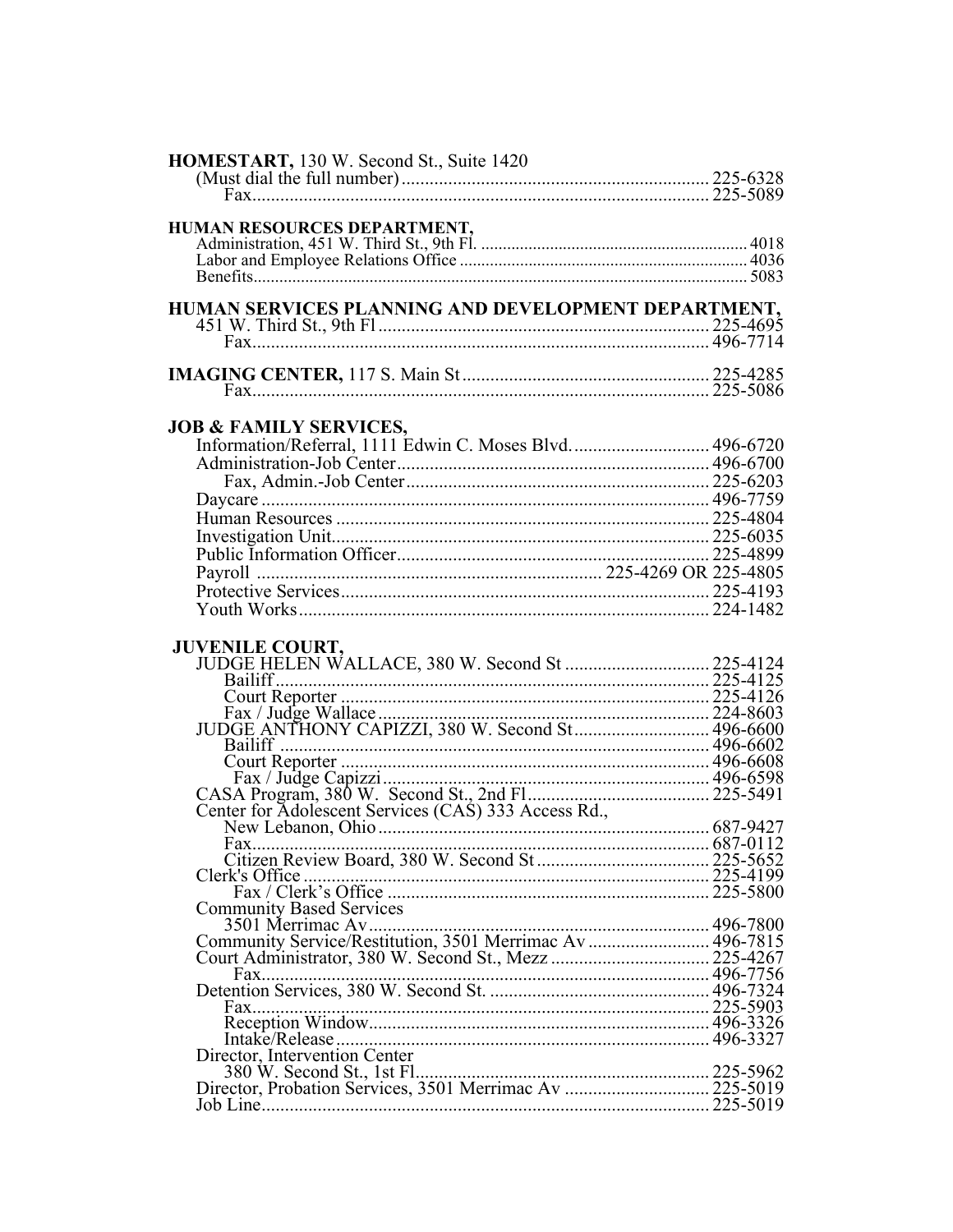**HOMESTART,** 130 W. Second St., Suite 1420
(Must dial the full number) ........ 225-6328
Fax ........ 225-5089

**HUMAN RESOURCES DEPARTMENT,**
Administration, 451 W. Third St., 9th Fl. ........ 4018
Labor and Employee Relations Office ........ 4036
Benefits ........ 5083

**HUMAN SERVICES PLANNING AND DEVELOPMENT DEPARTMENT,**
451 W. Third St., 9th Fl ........ 225-4695
Fax ........ 496-7714

**IMAGING CENTER,** 117 S. Main St ........ 225-4285
Fax ........ 225-5086

**JOB & FAMILY SERVICES,**
Information/Referral, 1111 Edwin C. Moses Blvd. ........ 496-6720
Administration-Job Center ........ 496-6700
Fax, Admin.-Job Center ........ 225-6203
Daycare ........ 496-7759
Human Resources ........ 225-4804
Investigation Unit ........ 225-6035
Public Information Officer ........ 225-4899
Payroll ........ 225-4269 OR 225-4805
Protective Services ........ 225-4193
Youth Works ........ 224-1482

**JUVENILE COURT,**
JUDGE HELEN WALLACE, 380 W. Second St ........ 225-4124
Bailiff ........ 225-4125
Court Reporter ........ 225-4126
Fax / Judge Wallace ........ 224-8603
JUDGE ANTHONY CAPIZZI, 380 W. Second St ........ 496-6600
Bailiff ........ 496-6602
Court Reporter ........ 496-6608
Fax / Judge Capizzi ........ 496-6598
CASA Program, 380 W. Second St., 2nd Fl ........ 225-5491
Center for Adolescent Services (CAS) 333 Access Rd.,
New Lebanon, Ohio ........ 687-9427
Fax ........ 687-0112
Citizen Review Board, 380 W. Second St ........ 225-5652
Clerk's Office ........ 225-4199
Fax / Clerk's Office ........ 225-5800
Community Based Services
3501 Merrimac Av ........ 496-7800
Community Service/Restitution, 3501 Merrimac Av ........ 496-7815
Court Administrator, 380 W. Second St., Mezz ........ 225-4267
Fax ........ 496-7756
Detention Services, 380 W. Second St. ........ 496-7324
Fax ........ 225-5903
Reception Window ........ 496-3326
Intake/Release ........ 496-3327
Director, Intervention Center
380 W. Second St., 1st Fl ........ 225-5962
Director, Probation Services, 3501 Merrimac Av ........ 225-5019
Job Line ........ 225-5019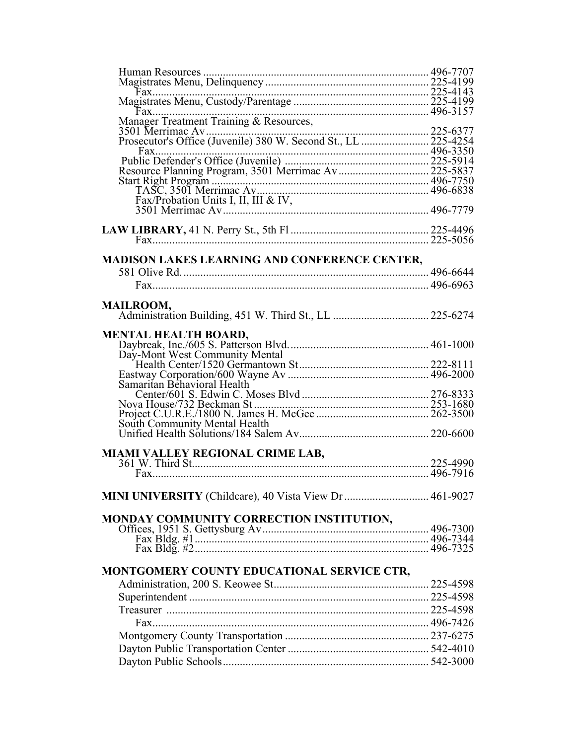Human Resources ............................................................................ 496-7707
Magistrates Menu, Delinquency ........................................................ 225-4199
Fax................................................................................................ 225-4143
Magistrates Menu, Custody/Parentage ............................................... 225-4199
Fax................................................................................................ 496-3157
Manager Treatment Training & Resources,
3501 Merrimac Av............................................................................ 225-6377
Prosecutor's Office (Juvenile) 380 W. Second St., LL ........................ 225-4254
Fax................................................................................................ 496-3350
Public Defender's Office (Juvenile) .................................................. 225-5914
Resource Planning Program, 3501 Merrimac Av................................ 225-5837
Start Right Program ......................................................................... 496-7750
TASC, 3501 Merrimac Av.................................................................. 496-6838
Fax/Probation Units I, II, III & IV,
3501 Merrimac Av............................................................................ 496-7779

**LAW LIBRARY,** 41 N. Perry St., 5th Fl ............................................ 225-4496
Fax................................................................................................ 225-5056

**MADISON LAKES LEARNING AND CONFERENCE CENTER,**
581 Olive Rd. .................................................................................. 496-6644
Fax................................................................................................ 496-6963

**MAILROOM,**
Administration Building, 451 W. Third St., LL .................................. 225-6274

**MENTAL HEALTH BOARD,**
Daybreak, Inc./605 S. Patterson Blvd................................................ 461-1000
Day-Mont West Community Mental
Health Center/1520 Germantown St............................................... 222-8111
Eastway Corporation/600 Wayne Av ................................................ 496-2000
Samaritan Behavioral Health
Center/601 S. Edwin C. Moses Blvd .............................................. 276-8333
Nova House/732 Beckman St ........................................................... 253-1680
Project C.U.R.E./1800 N. James H. McGee ....................................... 262-3500
South Community Mental Health
Unified Health Solutions/184 Salem Av............................................ 220-6600

**MIAMI VALLEY REGIONAL CRIME LAB,**
361 W. Third St................................................................................ 225-4990
Fax................................................................................................ 496-7916

**MINI UNIVERSITY** (Childcare), 40 Vista View Dr ............................. 461-9027

**MONDAY COMMUNITY CORRECTION INSTITUTION,**
Offices, 1951 S. Gettysburg Av......................................................... 496-7300
Fax Bldg. #1.................................................................................... 496-7344
Fax Bldg. #2.................................................................................... 496-7325

**MONTGOMERY COUNTY EDUCATIONAL SERVICE CTR,**
Administration, 200 S. Keowee St..................................................... 225-4598
Superintendent ................................................................................ 225-4598
Treasurer ........................................................................................ 225-4598
Fax................................................................................................ 496-7426
Montgomery County Transportation ................................................. 237-6275
Dayton Public Transportation Center ................................................ 542-4010
Dayton Public Schools...................................................................... 542-3000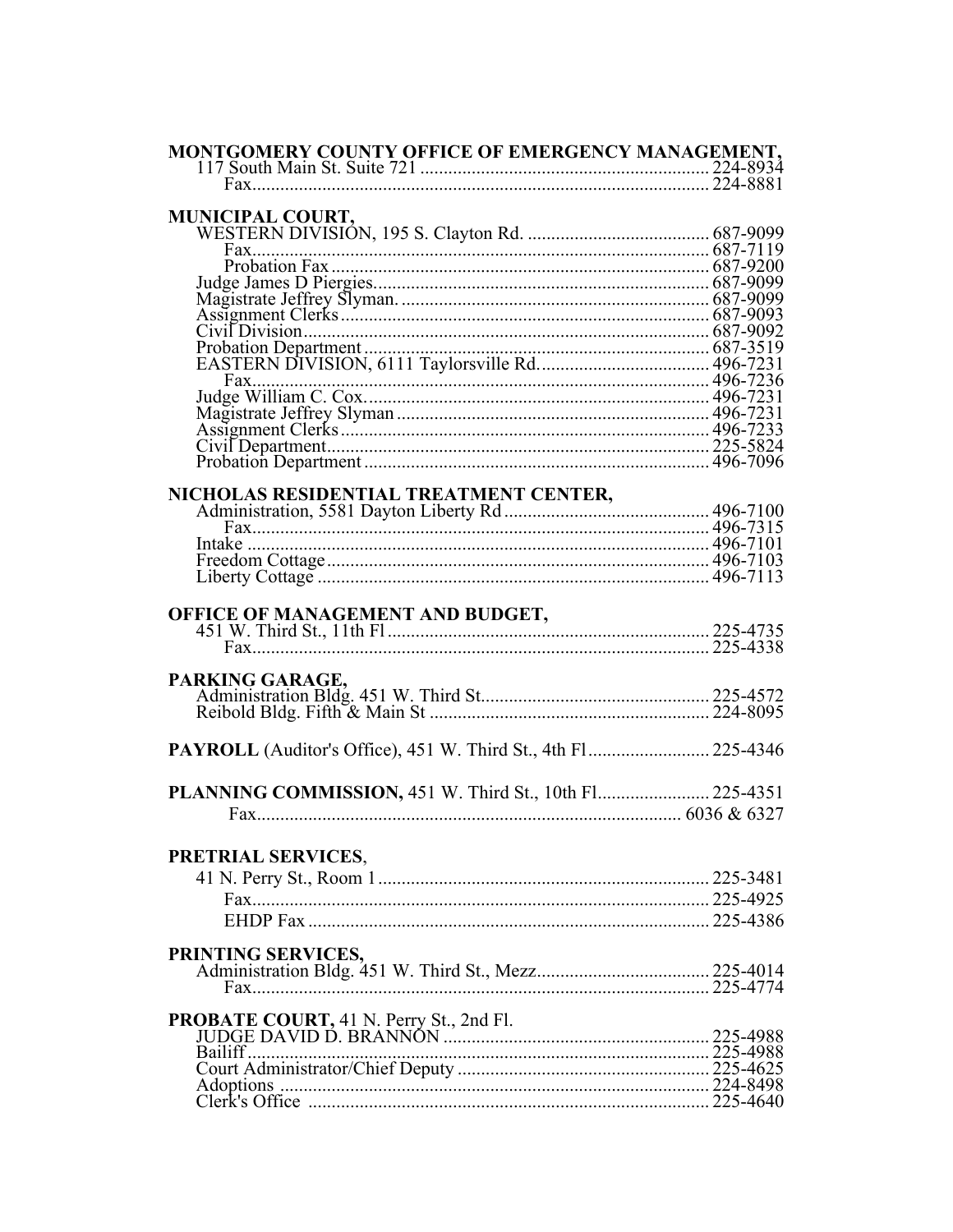**MONTGOMERY COUNTY OFFICE OF EMERGENCY MANAGEMENT,**

117 South Main St. Suite 721 ............................................................. 224-8934
Fax................................................................................................. 224-8881

**MUNICIPAL COURT,**

WESTERN DIVISION, 195 S. Clayton Rd. ....................................... 687-9099
Fax................................................................................................. 687-7119
Probation Fax ................................................................................. 687-9200
Judge James D Piergies.......................................................................... 687-9099
Magistrate Jeffrey Slyman. ................................................................... 687-9099
Assignment Clerks.............................................................................. 687-9093
Civil Division....................................................................................... 687-9092
Probation Department.......................................................................... 687-3519
EASTERN DIVISION, 6111 Taylorsville Rd.................................... 496-7231
Fax................................................................................................. 496-7236
Judge William C. Cox.......................................................................... 496-7231
Magistrate Jeffrey Slyman.................................................................. 496-7231
Assignment Clerks.............................................................................. 496-7233
Civil Department................................................................................. 225-5824
Probation Department.......................................................................... 496-7096

**NICHOLAS RESIDENTIAL TREATMENT CENTER,**

Administration, 5581 Dayton Liberty Rd............................................ 496-7100
Fax................................................................................................. 496-7315
Intake ................................................................................................... 496-7101
Freedom Cottage................................................................................. 496-7103
Liberty Cottage ................................................................................... 496-7113

**OFFICE OF MANAGEMENT AND BUDGET,**

451 W. Third St., 11th Fl.................................................................... 225-4735
Fax................................................................................................. 225-4338

**PARKING GARAGE,**

Administration Bldg. 451 W. Third St................................................. 225-4572
Reibold Bldg. Fifth & Main St ........................................................... 224-8095

**PAYROLL** (Auditor's Office), 451 W. Third St., 4th Fl.......................... 225-4346

**PLANNING COMMISSION,** 451 W. Third St., 10th Fl........................ 225-4351
Fax......................................................................................... 6036 & 6327

**PRETRIAL SERVICES,**

41 N. Perry St., Room 1...................................................................... 225-3481
Fax................................................................................................. 225-4925
EHDP Fax ..................................................................................... 225-4386

**PRINTING SERVICES,**

Administration Bldg. 451 W. Third St., Mezz..................................... 225-4014
Fax................................................................................................. 225-4774

**PROBATE COURT,** 41 N. Perry St., 2nd Fl.

JUDGE DAVID D. BRANNON ........................................................ 225-4988
Bailiff.................................................................................................. 225-4988
Court Administrator/Chief Deputy ..................................................... 225-4625
Adoptions ........................................................................................... 224-8498
Clerk's Office ..................................................................................... 225-4640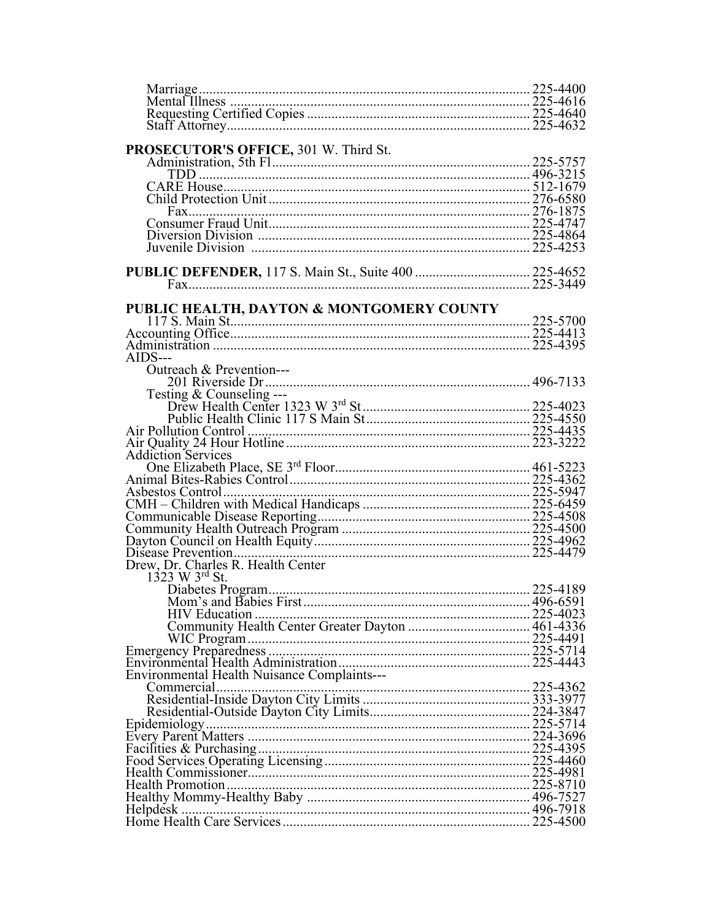Marriage ........ 225-4400
Mental Illness ........ 225-4616
Requesting Certified Copies ........ 225-4640
Staff Attorney ........ 225-4632

**PROSECUTOR'S OFFICE,** 301 W. Third St.

Administration, 5th Fl ........ 225-5757
TDD ........ 496-3215
CARE House ........ 512-1679
Child Protection Unit ........ 276-6580
Fax ........ 276-1875
Consumer Fraud Unit ........ 225-4747
Diversion Division ........ 225-4864
Juvenile Division ........ 225-4253

**PUBLIC DEFENDER,** 117 S. Main St., Suite 400 ........ 225-4652
Fax ........ 225-3449

**PUBLIC HEALTH, DAYTON & MONTGOMERY COUNTY**

117 S. Main St. ........ 225-5700
Accounting Office ........ 225-4413
Administration ........ 225-4395
AIDS---
Outreach & Prevention---
201 Riverside Dr ........ 496-7133
Testing & Counseling ---
Drew Health Center 1323 W 3rd St ........ 225-4023
Public Health Clinic 117 S Main St ........ 225-4550
Air Pollution Control ........ 225-4435
Air Quality 24 Hour Hotline ........ 223-3222
Addiction Services
One Elizabeth Place, SE 3rd Floor ........ 461-5223
Animal Bites-Rabies Control ........ 225-4362
Asbestos Control ........ 225-5947
CMH – Children with Medical Handicaps ........ 225-6459
Communicable Disease Reporting ........ 225-4508
Community Health Outreach Program ........ 225-4500
Dayton Council on Health Equity ........ 225-4962
Disease Prevention ........ 225-4479
Drew, Dr. Charles R. Health Center
1323 W 3rd St.
Diabetes Program ........ 225-4189
Mom's and Babies First ........ 496-6591
HIV Education ........ 225-4023
Community Health Center Greater Dayton ........ 461-4336
WIC Program ........ 225-4491
Emergency Preparedness ........ 225-5714
Environmental Health Administration ........ 225-4443
Environmental Health Nuisance Complaints---
Commercial ........ 225-4362
Residential-Inside Dayton City Limits ........ 333-3977
Residential-Outside Dayton City Limits ........ 224-3847
Epidemiology ........ 225-5714
Every Parent Matters ........ 224-3696
Facilities & Purchasing ........ 225-4395
Food Services Operating Licensing ........ 225-4460
Health Commissioner ........ 225-4981
Health Promotion ........ 225-8710
Healthy Mommy-Healthy Baby ........ 496-7527
Helpdesk ........ 496-7918
Home Health Care Services ........ 225-4500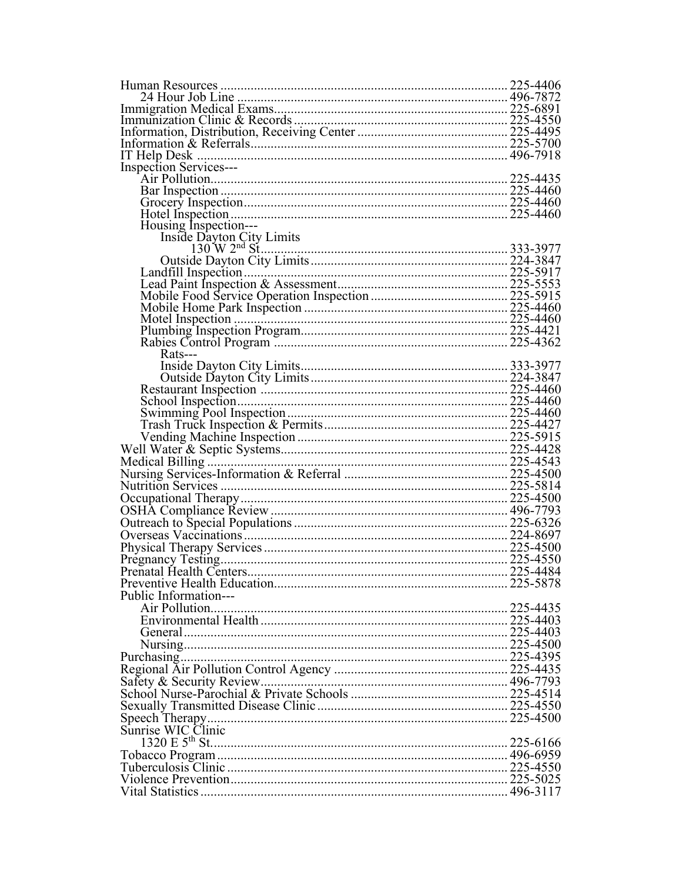Human Resources .......................................................................... 225-4406
  24 Hour Job Line ....................................................................... 496-7872
Immigration Medical Exams........................................................... 225-6891
Immunization Clinic & Records...................................................... 225-4550
Information, Distribution, Receiving Center ................................... 225-4495
Information & Referrals.................................................................. 225-5700
IT Help Desk ................................................................................. 496-7918
Inspection Services---
  Air Pollution............................................................................... 225-4435
  Bar Inspection ........................................................................... 225-4460
  Grocery Inspection..................................................................... 225-4460
  Hotel Inspection......................................................................... 225-4460
  Housing Inspection---
    Inside Dayton City Limits
      130 W 2nd St.......................................................................... 333-3977
    Outside Dayton City Limits...................................................... 224-3847
  Landfill Inspection..................................................................... 225-5917
  Lead Paint Inspection & Assessment.......................................... 225-5553
  Mobile Food Service Operation Inspection................................. 225-5915
  Mobile Home Park Inspection ................................................... 225-4460
  Motel Inspection ....................................................................... 225-4460
  Plumbing Inspection Program.................................................... 225-4421
  Rabies Control Program ............................................................ 225-4362
    Rats---
    Inside Dayton City Limits.......................................................... 333-3977
    Outside Dayton City Limits....................................................... 224-3847
  Restaurant Inspection ............................................................... 225-4460
  School Inspection...................................................................... 225-4460
  Swimming Pool Inspection......................................................... 225-4460
  Trash Truck Inspection & Permits.............................................. 225-4427
  Vending Machine Inspection ..................................................... 225-5915
Well Water & Septic Systems.......................................................... 225-4428
Medical Billing ............................................................................... 225-4543
Nursing Services-Information & Referral ........................................ 225-4500
Nutrition Services .......................................................................... 225-5814
Occupational Therapy.................................................................... 225-4500
OSHA Compliance Review ............................................................. 496-7793
Outreach to Special Populations ..................................................... 225-6326
Overseas Vaccinations................................................................... 224-8697
Physical Therapy Services .............................................................. 225-4500
Pregnancy Testing.......................................................................... 225-4550
Prenatal Health Centers.................................................................. 225-4484
Preventive Health Education........................................................... 225-5878
Public Information---
  Air Pollution............................................................................... 225-4435
  Environmental Health ................................................................ 225-4403
  General..................................................................................... 225-4403
  Nursing..................................................................................... 225-4500
Purchasing..................................................................................... 225-4395
Regional Air Pollution Control Agency ........................................... 225-4435
Safety & Security Review................................................................ 496-7793
School Nurse-Parochial & Private Schools ...................................... 225-4514
Sexually Transmitted Disease Clinic ............................................... 225-4550
Speech Therapy.............................................................................. 225-4500
Sunrise WIC Clinic
  1320 E 5th St.............................................................................. 225-6166
Tobacco Program........................................................................... 496-6959
Tuberculosis Clinic ........................................................................ 225-4550
Violence Prevention....................................................................... 225-5025
Vital Statistics ............................................................................... 496-3117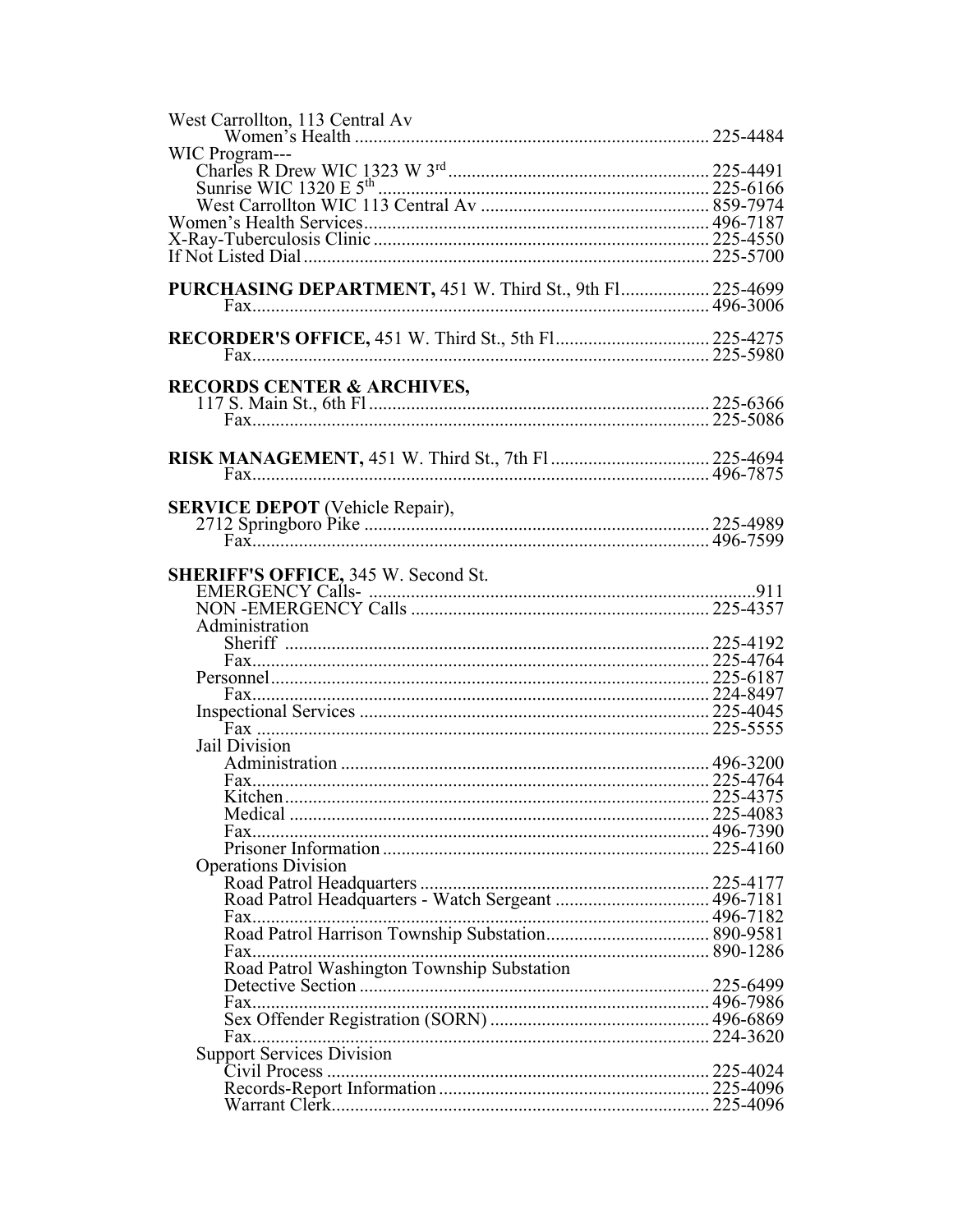West Carrollton, 113 Central Av
    Women's Health ........................................................................... 225-4484
WIC Program---
    Charles R Drew WIC 1323 W 3rd ....................................................... 225-4491
    Sunrise WIC 1320 E 5th ...................................................................... 225-6166
    West Carrollton WIC 113 Central Av ................................................ 859-7974
Women's Health Services........................................................................ 496-7187
X-Ray-Tuberculosis Clinic ...................................................................... 225-4550
If Not Listed Dial ..................................................................................... 225-5700

**PURCHASING DEPARTMENT,** 451 W. Third St., 9th Fl.................. 225-4699
    Fax................................................................................................. 496-3006

**RECORDER'S OFFICE,** 451 W. Third St., 5th Fl................................ 225-4275
    Fax................................................................................................. 225-5980

**RECORDS CENTER & ARCHIVES,**
    117 S. Main St., 6th Fl ....................................................................... 225-6366
    Fax................................................................................................. 225-5086

**RISK MANAGEMENT,** 451 W. Third St., 7th Fl ................................. 225-4694
    Fax................................................................................................. 496-7875

**SERVICE DEPOT** (Vehicle Repair),
    2712 Springboro Pike ......................................................................... 225-4989
    Fax................................................................................................. 496-7599

**SHERIFF'S OFFICE,** 345 W. Second St.
    EMERGENCY Calls- ..................................................................................911
    NON -EMERGENCY Calls .............................................................. 225-4357
    Administration
        Sheriff .......................................................................................... 225-4192
        Fax................................................................................................. 225-4764
    Personnel............................................................................................ 225-6187
        Fax................................................................................................. 224-8497
    Inspectional Services .......................................................................... 225-4045
        Fax ................................................................................................ 225-5555
    Jail Division
        Administration .............................................................................. 496-3200
        Fax................................................................................................. 225-4764
        Kitchen.......................................................................................... 225-4375
        Medical ........................................................................................ 225-4083
        Fax................................................................................................. 496-7390
        Prisoner Information .................................................................... 225-4160
    Operations Division
        Road Patrol Headquarters ............................................................. 225-4177
        Road Patrol Headquarters - Watch Sergeant ................................. 496-7181
        Fax................................................................................................. 496-7182
        Road Patrol Harrison Township Substation................................... 890-9581
        Fax................................................................................................. 890-1286
        Road Patrol Washington Township Substation
        Detective Section .......................................................................... 225-6499
        Fax................................................................................................. 496-7986
        Sex Offender Registration (SORN) .............................................. 496-6869
        Fax................................................................................................. 224-3620
    Support Services Division
        Civil Process ................................................................................. 225-4024
        Records-Report Information ......................................................... 225-4096
        Warrant Clerk................................................................................ 225-4096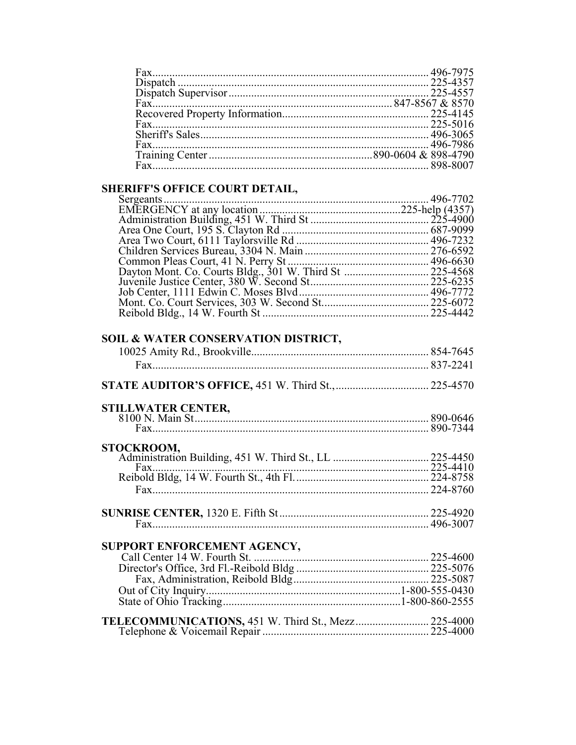Fax ........ 496-7975
Dispatch ........ 225-4357
Dispatch Supervisor ........ 225-4557
Fax ........ 847-8567 & 8570
Recovered Property Information ........ 225-4145
Fax ........ 225-5016
Sheriff's Sales ........ 496-3065
Fax ........ 496-7986
Training Center ........ 890-0604 & 898-4790
Fax ........ 898-8007

**SHERIFF'S OFFICE COURT DETAIL,**

Sergeants ........ 496-7702
EMERGENCY at any location ........ 225-help (4357)
Administration Building, 451 W. Third St ........ 225-4900
Area One Court, 195 S. Clayton Rd ........ 687-9099
Area Two Court, 6111 Taylorsville Rd ........ 496-7232
Children Services Bureau, 3304 N. Main ........ 276-6592
Common Pleas Court, 41 N. Perry St ........ 496-6630
Dayton Mont. Co. Courts Bldg., 301 W. Third St ........ 225-4568
Juvenile Justice Center, 380 W. Second St ........ 225-6235
Job Center, 1111 Edwin C. Moses Blvd ........ 496-7772
Mont. Co. Court Services, 303 W. Second St ........ 225-6072
Reibold Bldg., 14 W. Fourth St ........ 225-4442

**SOIL & WATER CONSERVATION DISTRICT,**

10025 Amity Rd., Brookville ........ 854-7645
Fax ........ 837-2241

**STATE AUDITOR'S OFFICE,** 451 W. Third St., ........ 225-4570

**STILLWATER CENTER,**

8100 N. Main St ........ 890-0646
Fax ........ 890-7344

**STOCKROOM,**

Administration Building, 451 W. Third St., LL ........ 225-4450
Fax ........ 225-4410
Reibold Bldg, 14 W. Fourth St., 4th Fl. ........ 224-8758
Fax ........ 224-8760

**SUNRISE CENTER,** 1320 E. Fifth St ........ 225-4920
Fax ........ 496-3007

**SUPPORT ENFORCEMENT AGENCY,**

Call Center 14 W. Fourth St. ........ 225-4600
Director's Office, 3rd Fl.-Reibold Bldg ........ 225-5076
Fax, Administration, Reibold Bldg ........ 225-5087
Out of City Inquiry ........ 1-800-555-0430
State of Ohio Tracking ........ 1-800-860-2555

**TELECOMMUNICATIONS,** 451 W. Third St., Mezz ........ 225-4000
Telephone & Voicemail Repair ........ 225-4000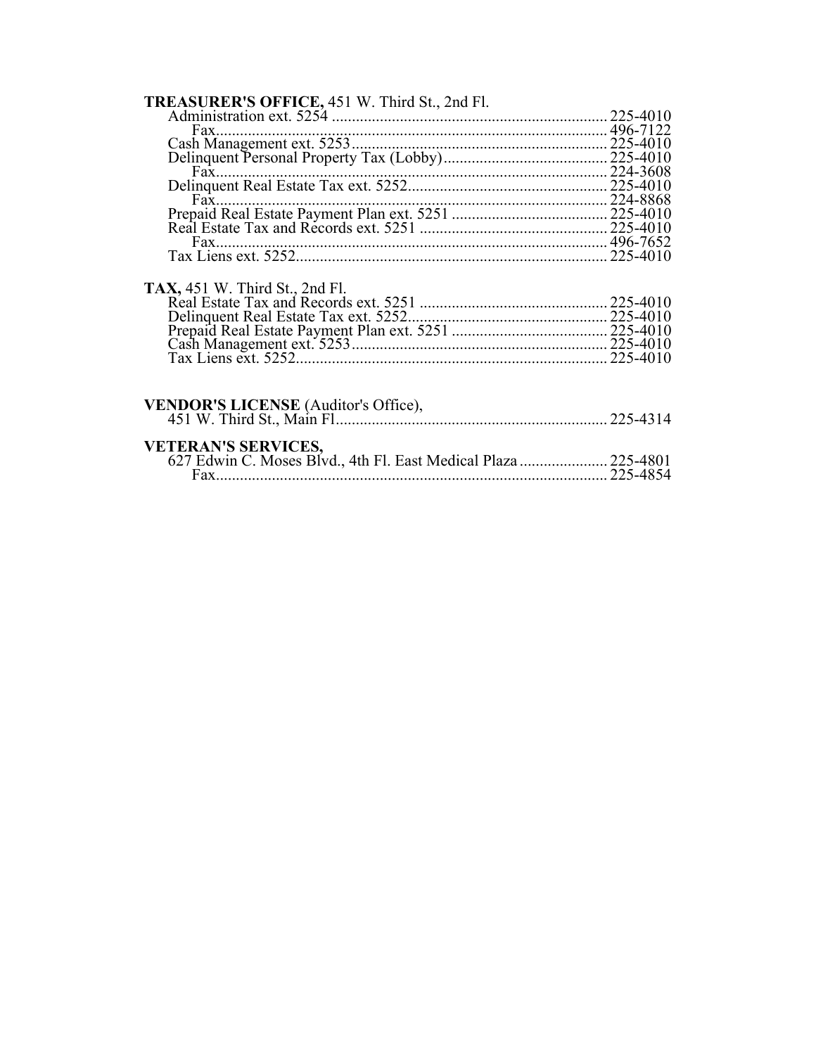**TREASURER'S OFFICE,** 451 W. Third St., 2nd Fl.

Administration ext. 5254 .................................................................... 225-4010
Fax.................................................................................................. 496-7122
Cash Management ext. 5253................................................................ 225-4010
Delinquent Personal Property Tax (Lobby)......................................... 225-4010
Fax.................................................................................................. 224-3608
Delinquent Real Estate Tax ext. 5252.................................................. 225-4010
Fax.................................................................................................. 224-8868
Prepaid Real Estate Payment Plan ext. 5251 ....................................... 225-4010
Real Estate Tax and Records ext. 5251 ............................................... 225-4010
Fax.................................................................................................. 496-7652
Tax Liens ext. 5252.............................................................................. 225-4010

**TAX,** 451 W. Third St., 2nd Fl.

Real Estate Tax and Records ext. 5251 ............................................... 225-4010
Delinquent Real Estate Tax ext. 5252.................................................. 225-4010
Prepaid Real Estate Payment Plan ext. 5251 ....................................... 225-4010
Cash Management ext. 5253................................................................ 225-4010
Tax Liens ext. 5252.............................................................................. 225-4010

**VENDOR'S LICENSE** (Auditor's Office),
451 W. Third St., Main Fl.................................................................... 225-4314

**VETERAN'S SERVICES,**
627 Edwin C. Moses Blvd., 4th Fl. East Medical Plaza ...................... 225-4801
Fax.................................................................................................. 225-4854